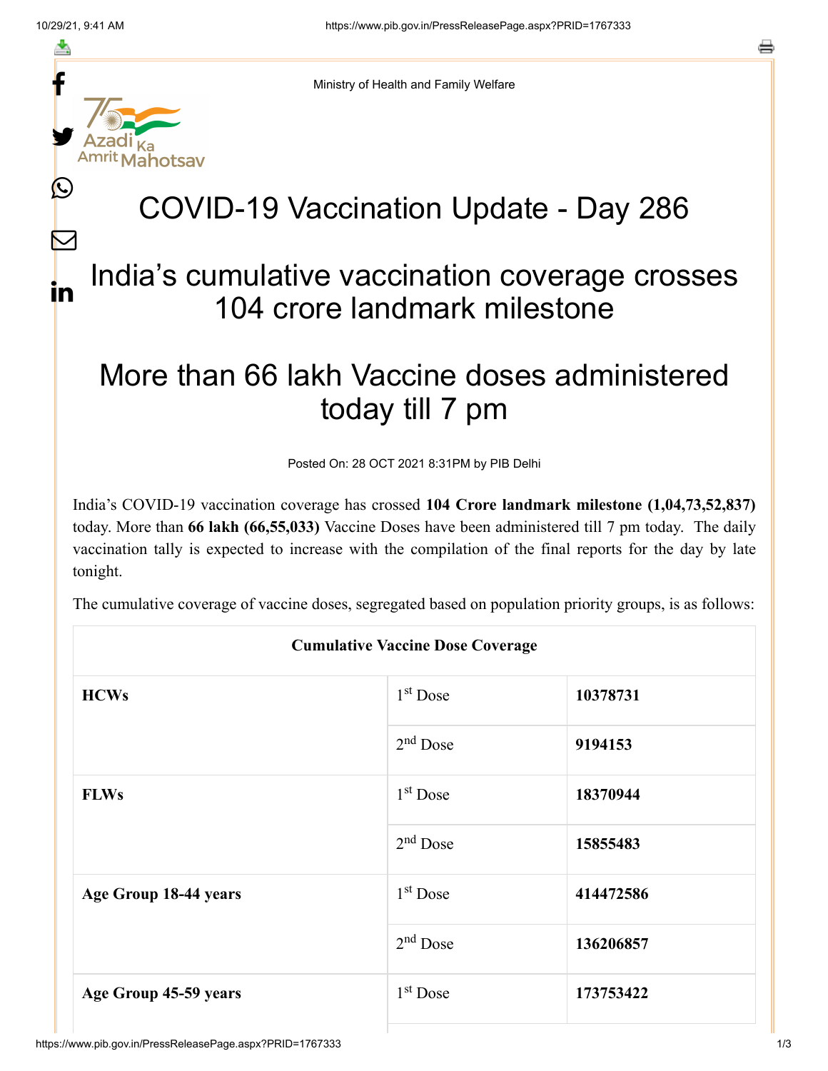Ministry of Health and Family Welfare

# COVID-19 Vaccination Update - Day 286

## India's cumulative vaccination coverage crosses 104 crore landmark milestone

## More than 66 lakh Vaccine doses administered today till 7 pm

Posted On: 28 OCT 2021 8:31PM by PIB Delhi

India's COVID-19 vaccination coverage has crossed **104 Crore landmark milestone (1,04,73,52,837)** today. More than **66 lakh (66,55,033)** Vaccine Doses have been administered till 7 pm today. The daily vaccination tally is expected to increase with the compilation of the final reports for the day by late tonight.

The cumulative coverage of vaccine doses, segregated based on population priority groups, is as follows:

| **Cumulative Vaccine Dose Coverage** | | |
|---|---|---|
| **HCWs** | 1st Dose | **10378731** |
| | 2nd Dose | **9194153** |
| **FLWs** | 1st Dose | **18370944** |
| | 2nd Dose | **15855483** |
| **Age Group 18-44 years** | 1st Dose | **414472586** |
| | 2nd Dose | **136206857** |
| **Age Group 45-59 years** | 1st Dose | **173753422** |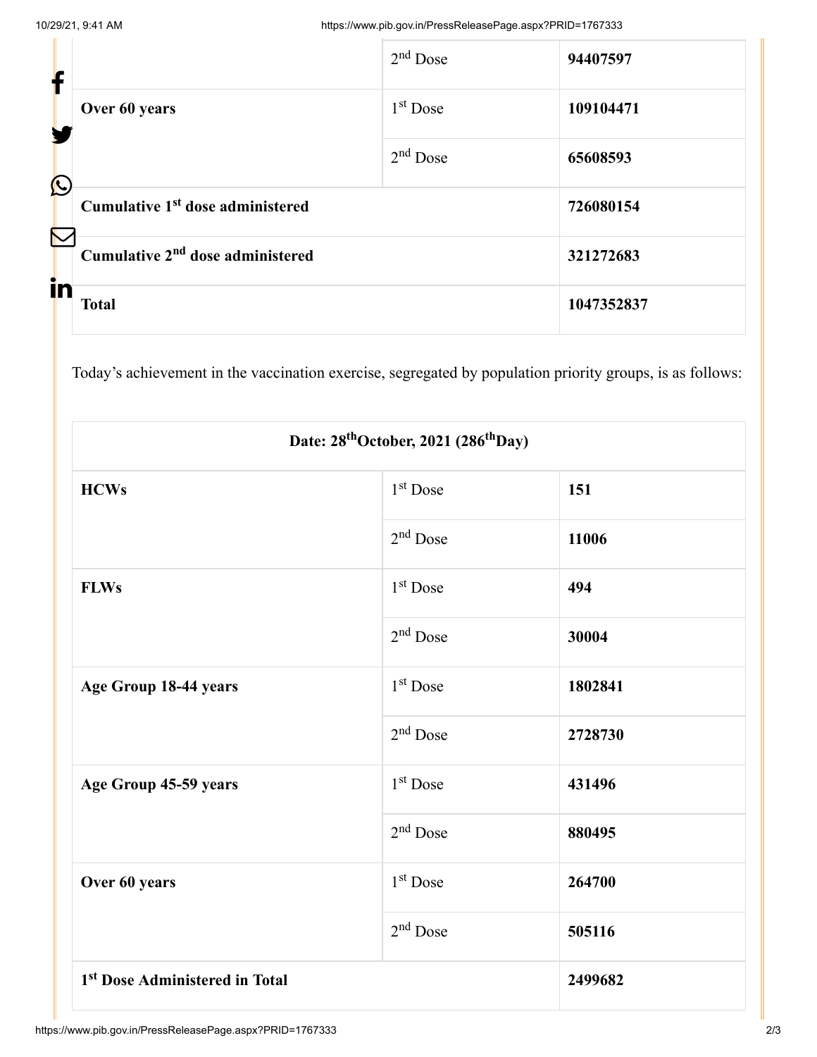| | | |
|---|---|---|
| | 2nd Dose | **94407597** |
| **Over 60 years** | 1st Dose | **109104471** |
| | 2nd Dose | **65608593** |
| **Cumulative 1st dose administered** | | **726080154** |
| **Cumulative 2nd dose administered** | | **321272683** |
| **Total** | | **1047352837** |

Today's achievement in the vaccination exercise, segregated by population priority groups, is as follows:

| **Date: 28th October, 2021 (286th Day)** | | |
|---|---|---|
| **HCWs** | 1st Dose | **151** |
| | 2nd Dose | **11006** |
| **FLWs** | 1st Dose | **494** |
| | 2nd Dose | **30004** |
| **Age Group 18-44 years** | 1st Dose | **1802841** |
| | 2nd Dose | **2728730** |
| **Age Group 45-59 years** | 1st Dose | **431496** |
| | 2nd Dose | **880495** |
| **Over 60 years** | 1st Dose | **264700** |
| | 2nd Dose | **505116** |
| **1st Dose Administered in Total** | | **2499682** |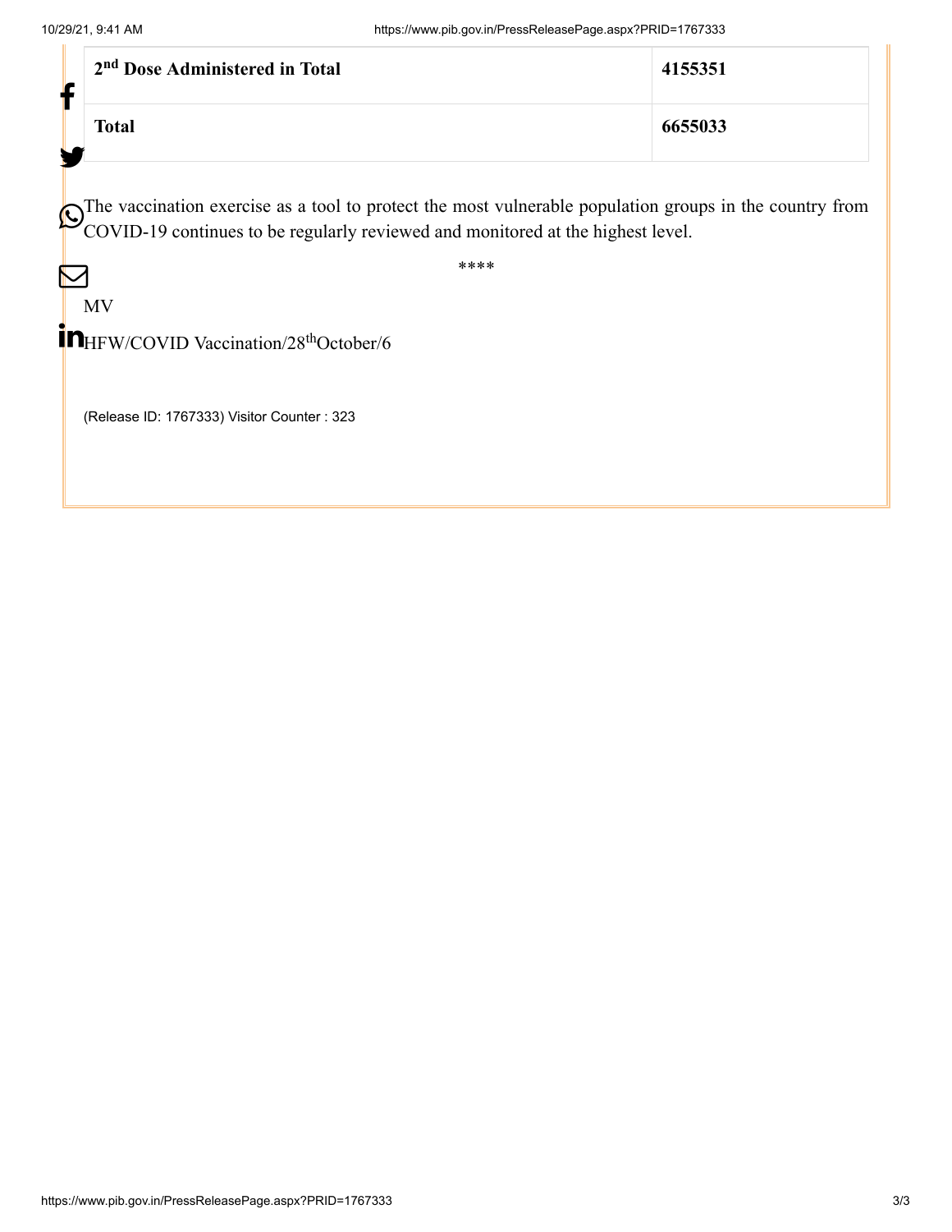| | |
|---|---|
| **2nd Dose Administered in Total** | **4155351** |
| **Total** | **6655033** |

The vaccination exercise as a tool to protect the most vulnerable population groups in the country from COVID-19 continues to be regularly reviewed and monitored at the highest level.

****

MV

HFW/COVID Vaccination/28thOctober/6

(Release ID: 1767333) Visitor Counter : 323